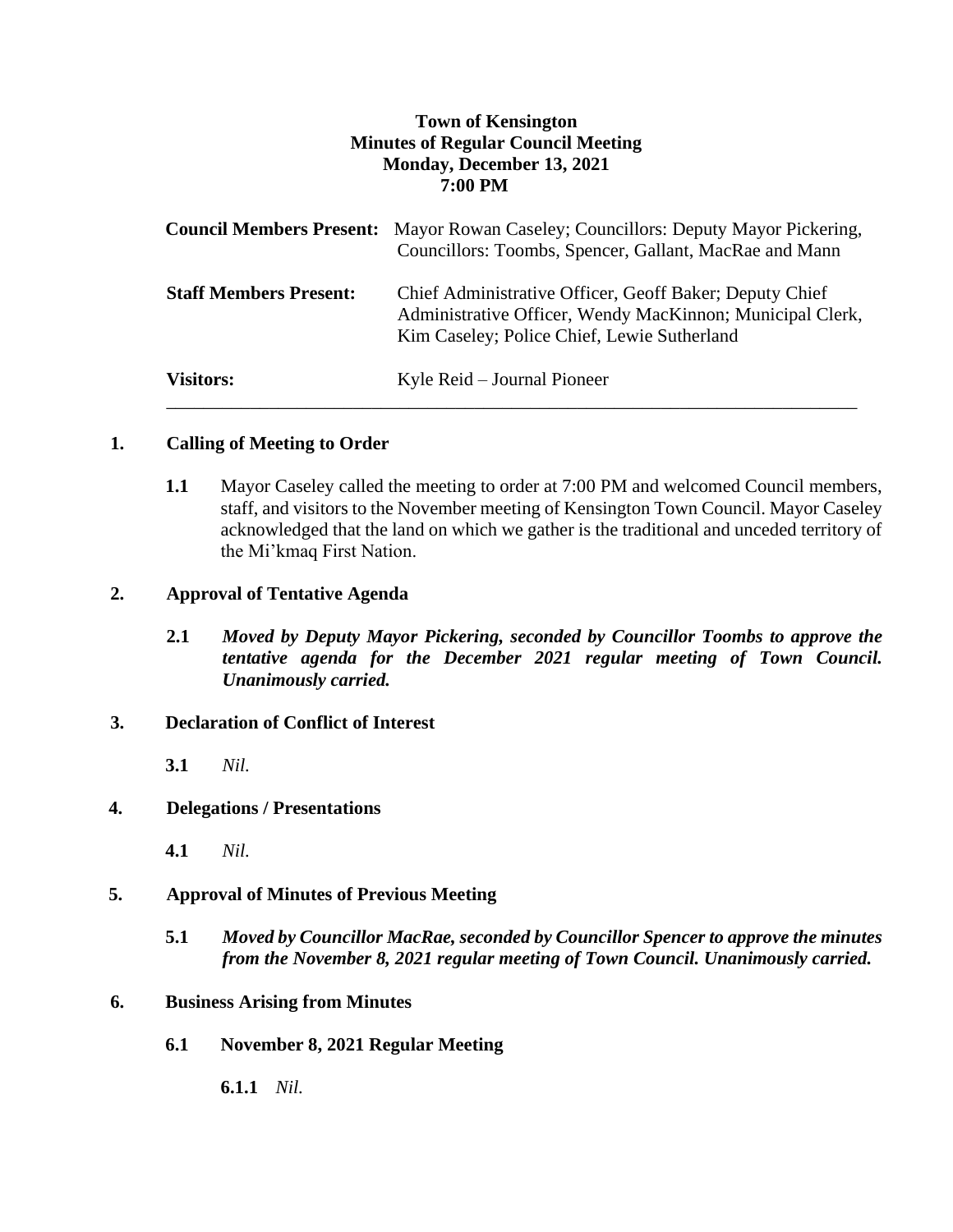**Town of Kensington**
**Minutes of Regular Council Meeting**
**Monday, December 13, 2021**
**7:00 PM**

| | |
|---|---|
| **Council Members Present:** | Mayor Rowan Caseley; Councillors: Deputy Mayor Pickering, Councillors: Toombs, Spencer, Gallant, MacRae and Mann |
| **Staff Members Present:** | Chief Administrative Officer, Geoff Baker; Deputy Chief Administrative Officer, Wendy MacKinnon; Municipal Clerk, Kim Caseley; Police Chief, Lewie Sutherland |
| **Visitors:** | Kyle Reid – Journal Pioneer |

---

## 1. Calling of Meeting to Order

**1.1** Mayor Caseley called the meeting to order at 7:00 PM and welcomed Council members, staff, and visitors to the November meeting of Kensington Town Council. Mayor Caseley acknowledged that the land on which we gather is the traditional and unceded territory of the Mi'kmaq First Nation.

## 2. Approval of Tentative Agenda

**2.1** ***Moved by Deputy Mayor Pickering, seconded by Councillor Toombs to approve the tentative agenda for the December 2021 regular meeting of Town Council. Unanimously carried.***

## 3. Declaration of Conflict of Interest

**3.1** *Nil.*

## 4. Delegations / Presentations

**4.1** *Nil.*

## 5. Approval of Minutes of Previous Meeting

**5.1** ***Moved by Councillor MacRae, seconded by Councillor Spencer to approve the minutes from the November 8, 2021 regular meeting of Town Council. Unanimously carried.***

## 6. Business Arising from Minutes

### 6.1 November 8, 2021 Regular Meeting

**6.1.1** *Nil.*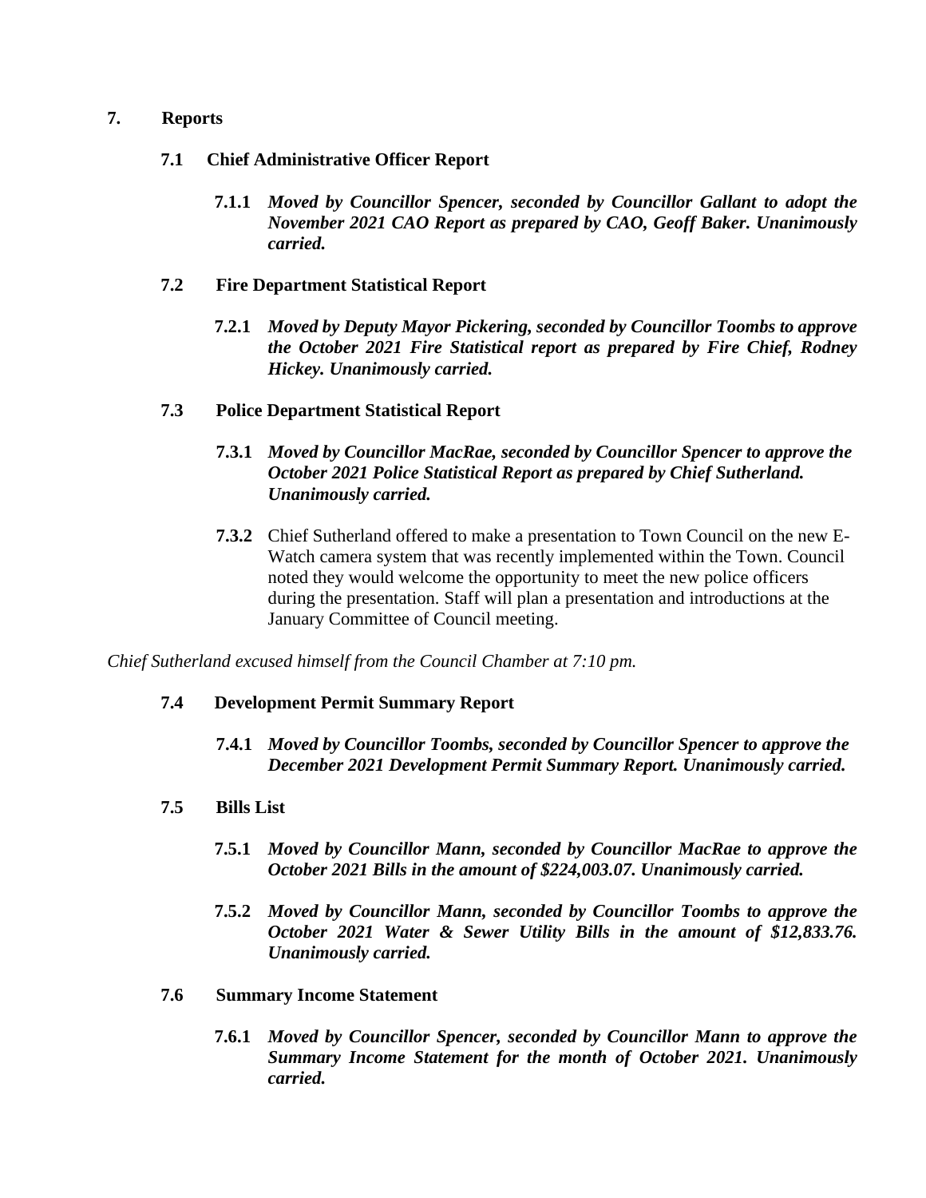## 7. Reports

### 7.1 Chief Administrative Officer Report

**7.1.1** ***Moved by Councillor Spencer, seconded by Councillor Gallant to adopt the November 2021 CAO Report as prepared by CAO, Geoff Baker. Unanimously carried.***

### 7.2 Fire Department Statistical Report

**7.2.1** ***Moved by Deputy Mayor Pickering, seconded by Councillor Toombs to approve the October 2021 Fire Statistical report as prepared by Fire Chief, Rodney Hickey. Unanimously carried.***

### 7.3 Police Department Statistical Report

**7.3.1** ***Moved by Councillor MacRae, seconded by Councillor Spencer to approve the October 2021 Police Statistical Report as prepared by Chief Sutherland. Unanimously carried.***

**7.3.2** Chief Sutherland offered to make a presentation to Town Council on the new E-Watch camera system that was recently implemented within the Town. Council noted they would welcome the opportunity to meet the new police officers during the presentation. Staff will plan a presentation and introductions at the January Committee of Council meeting.

*Chief Sutherland excused himself from the Council Chamber at 7:10 pm.*

### 7.4 Development Permit Summary Report

**7.4.1** ***Moved by Councillor Toombs, seconded by Councillor Spencer to approve the December 2021 Development Permit Summary Report. Unanimously carried.***

### 7.5 Bills List

**7.5.1** ***Moved by Councillor Mann, seconded by Councillor MacRae to approve the October 2021 Bills in the amount of $224,003.07. Unanimously carried.***

**7.5.2** ***Moved by Councillor Mann, seconded by Councillor Toombs to approve the October 2021 Water & Sewer Utility Bills in the amount of $12,833.76. Unanimously carried.***

### 7.6 Summary Income Statement

**7.6.1** ***Moved by Councillor Spencer, seconded by Councillor Mann to approve the Summary Income Statement for the month of October 2021. Unanimously carried.***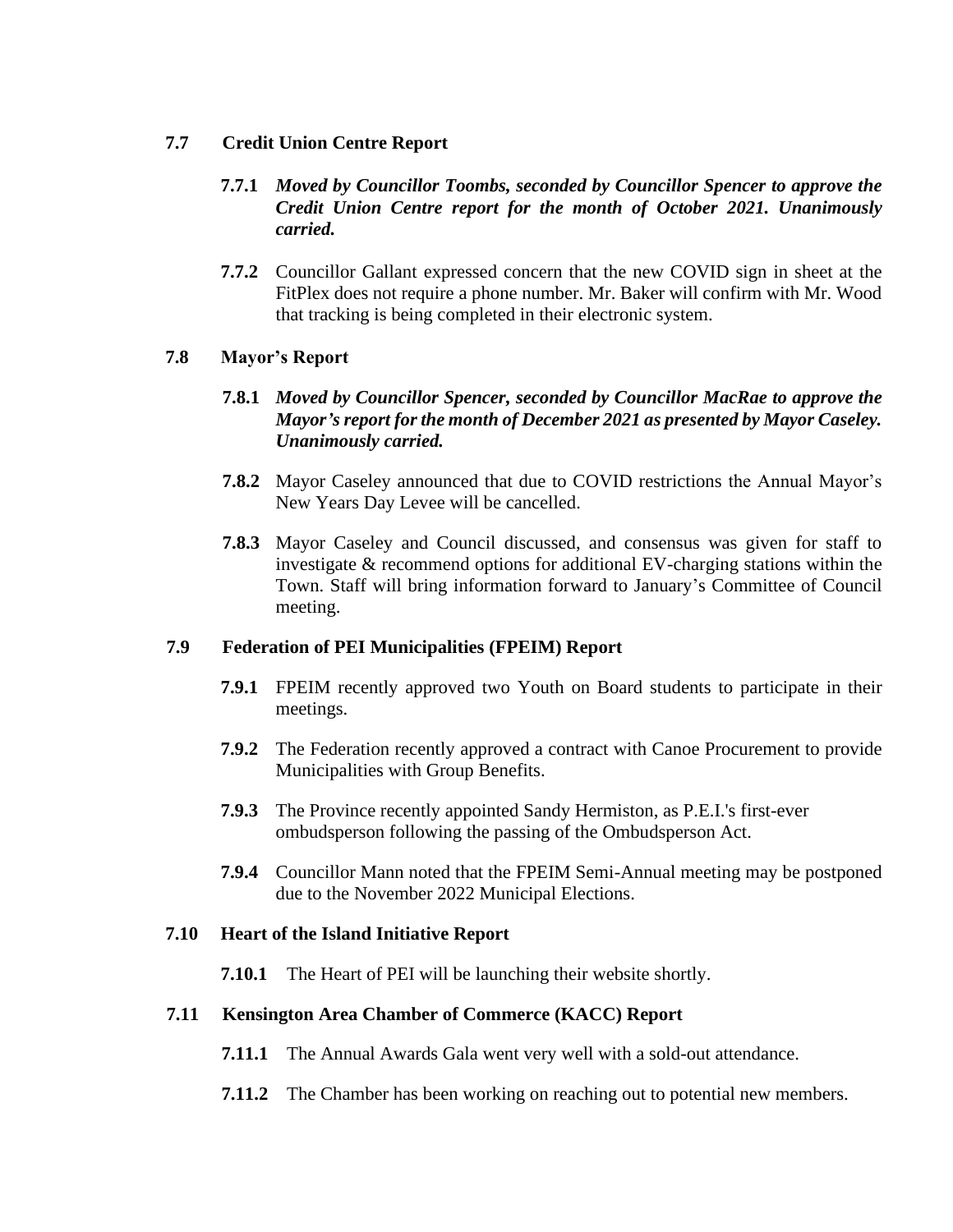## 7.7 Credit Union Centre Report

**7.7.1** ***Moved by Councillor Toombs, seconded by Councillor Spencer to approve the Credit Union Centre report for the month of October 2021. Unanimously carried.***

**7.7.2** Councillor Gallant expressed concern that the new COVID sign in sheet at the FitPlex does not require a phone number. Mr. Baker will confirm with Mr. Wood that tracking is being completed in their electronic system.

## 7.8 Mayor's Report

**7.8.1** ***Moved by Councillor Spencer, seconded by Councillor MacRae to approve the Mayor's report for the month of December 2021 as presented by Mayor Caseley. Unanimously carried.***

**7.8.2** Mayor Caseley announced that due to COVID restrictions the Annual Mayor's New Years Day Levee will be cancelled.

**7.8.3** Mayor Caseley and Council discussed, and consensus was given for staff to investigate & recommend options for additional EV-charging stations within the Town. Staff will bring information forward to January's Committee of Council meeting.

## 7.9 Federation of PEI Municipalities (FPEIM) Report

**7.9.1** FPEIM recently approved two Youth on Board students to participate in their meetings.

**7.9.2** The Federation recently approved a contract with Canoe Procurement to provide Municipalities with Group Benefits.

**7.9.3** The Province recently appointed Sandy Hermiston, as P.E.I.'s first-ever ombudsperson following the passing of the Ombudsperson Act.

**7.9.4** Councillor Mann noted that the FPEIM Semi-Annual meeting may be postponed due to the November 2022 Municipal Elections.

## 7.10 Heart of the Island Initiative Report

**7.10.1** The Heart of PEI will be launching their website shortly.

## 7.11 Kensington Area Chamber of Commerce (KACC) Report

**7.11.1** The Annual Awards Gala went very well with a sold-out attendance.

**7.11.2** The Chamber has been working on reaching out to potential new members.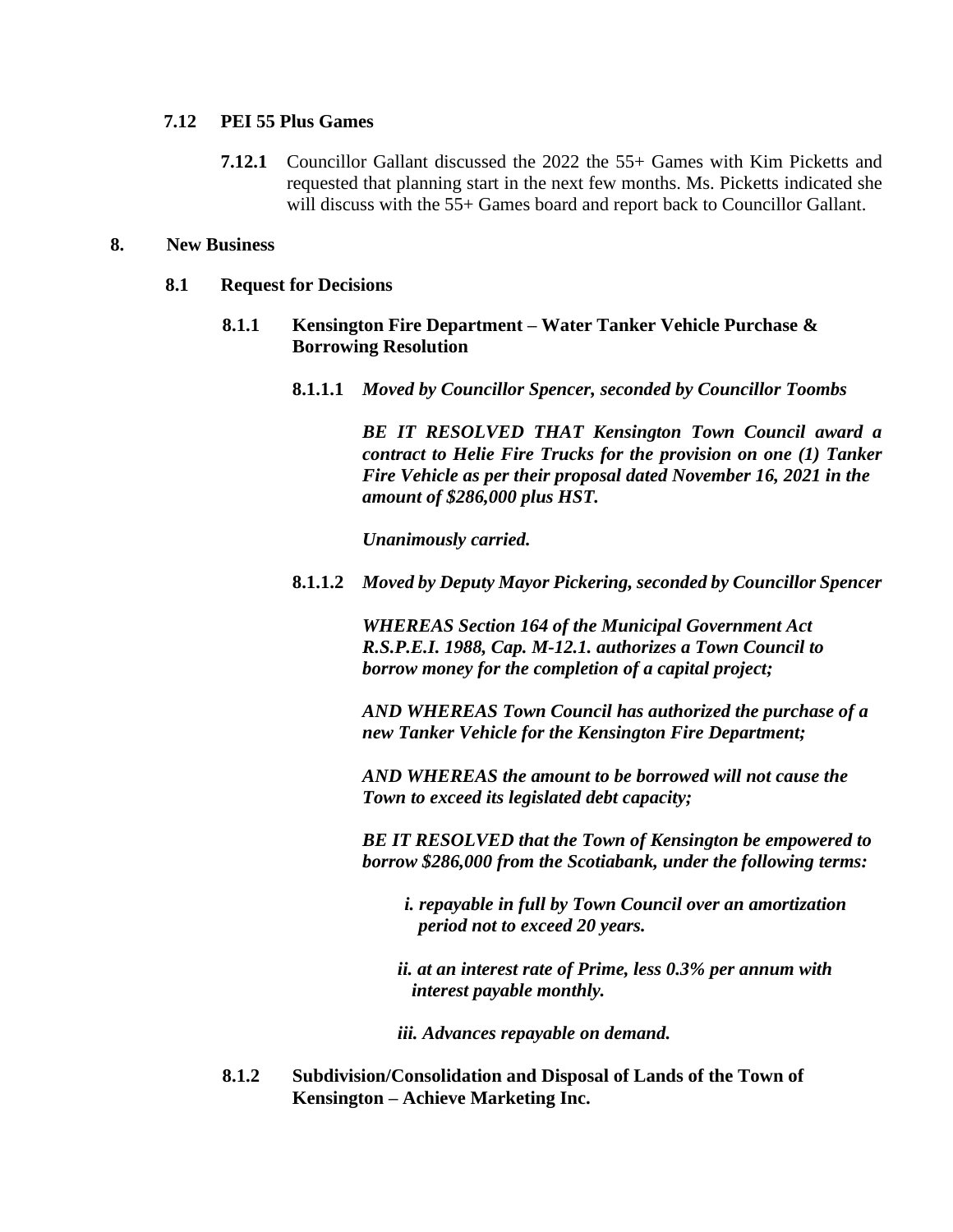### 7.12 PEI 55 Plus Games

**7.12.1** Councillor Gallant discussed the 2022 the 55+ Games with Kim Picketts and requested that planning start in the next few months. Ms. Picketts indicated she will discuss with the 55+ Games board and report back to Councillor Gallant.

## 8. New Business

### 8.1 Request for Decisions

#### 8.1.1 Kensington Fire Department – Water Tanker Vehicle Purchase & Borrowing Resolution

**8.1.1.1** ***Moved by Councillor Spencer, seconded by Councillor Toombs***

***BE IT RESOLVED THAT Kensington Town Council award a contract to Helie Fire Trucks for the provision on one (1) Tanker Fire Vehicle as per their proposal dated November 16, 2021 in the amount of $286,000 plus HST.***

***Unanimously carried.***

**8.1.1.2** ***Moved by Deputy Mayor Pickering, seconded by Councillor Spencer***

***WHEREAS Section 164 of the Municipal Government Act R.S.P.E.I. 1988, Cap. M-12.1. authorizes a Town Council to borrow money for the completion of a capital project;***

***AND WHEREAS Town Council has authorized the purchase of a new Tanker Vehicle for the Kensington Fire Department;***

***AND WHEREAS the amount to be borrowed will not cause the Town to exceed its legislated debt capacity;***

***BE IT RESOLVED that the Town of Kensington be empowered to borrow $286,000 from the Scotiabank, under the following terms:***

***i. repayable in full by Town Council over an amortization period not to exceed 20 years.***

***ii. at an interest rate of Prime, less 0.3% per annum with interest payable monthly.***

***iii. Advances repayable on demand.***

#### 8.1.2 Subdivision/Consolidation and Disposal of Lands of the Town of Kensington – Achieve Marketing Inc.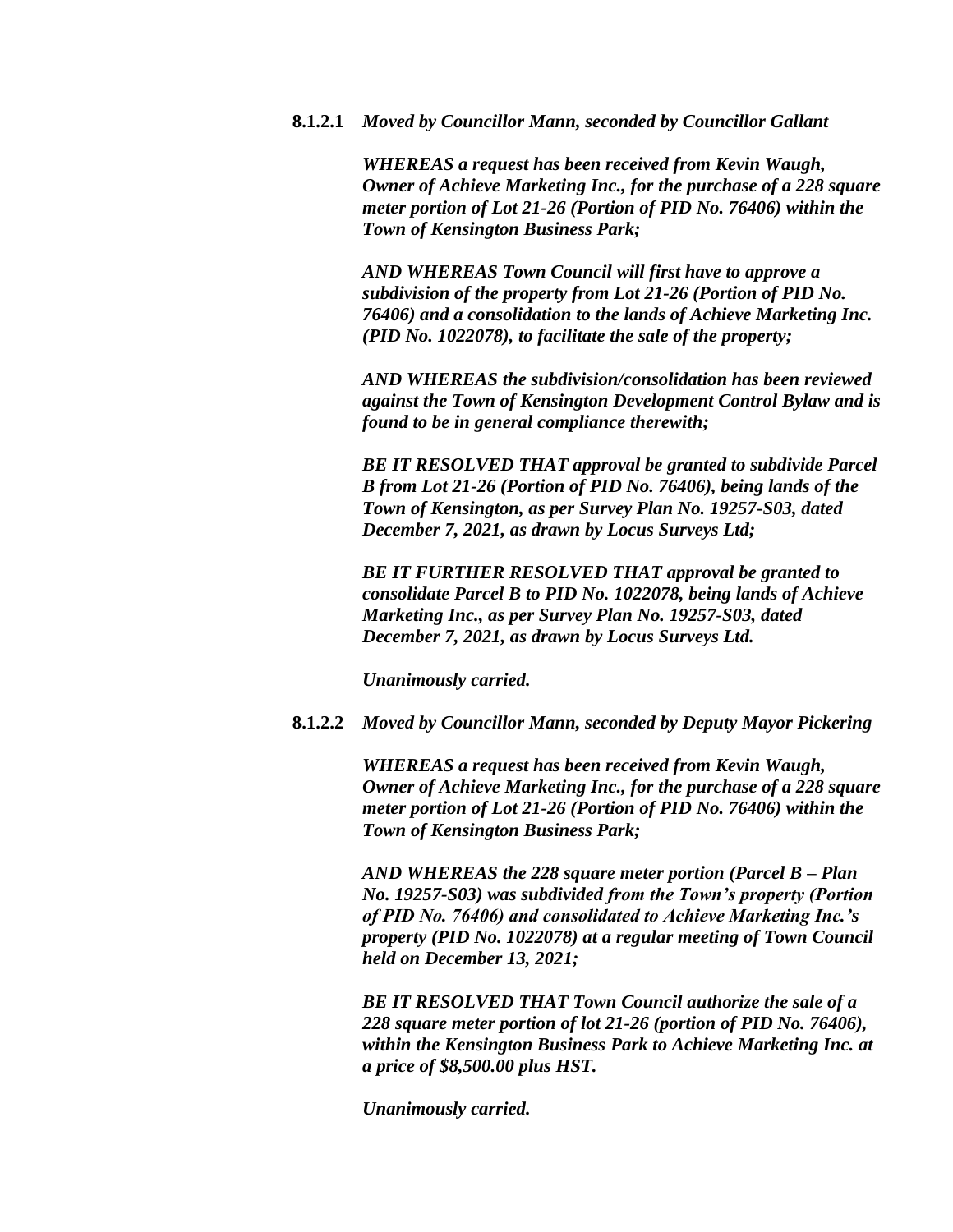**8.1.2.1** ***Moved by Councillor Mann, seconded by Councillor Gallant***

***WHEREAS a request has been received from Kevin Waugh, Owner of Achieve Marketing Inc., for the purchase of a 228 square meter portion of Lot 21-26 (Portion of PID No. 76406) within the Town of Kensington Business Park;***

***AND WHEREAS Town Council will first have to approve a subdivision of the property from Lot 21-26 (Portion of PID No. 76406) and a consolidation to the lands of Achieve Marketing Inc. (PID No. 1022078), to facilitate the sale of the property;***

***AND WHEREAS the subdivision/consolidation has been reviewed against the Town of Kensington Development Control Bylaw and is found to be in general compliance therewith;***

***BE IT RESOLVED THAT approval be granted to subdivide Parcel B from Lot 21-26 (Portion of PID No. 76406), being lands of the Town of Kensington, as per Survey Plan No. 19257-S03, dated December 7, 2021, as drawn by Locus Surveys Ltd;***

***BE IT FURTHER RESOLVED THAT approval be granted to consolidate Parcel B to PID No. 1022078, being lands of Achieve Marketing Inc., as per Survey Plan No. 19257-S03, dated December 7, 2021, as drawn by Locus Surveys Ltd.***

***Unanimously carried.***

**8.1.2.2** ***Moved by Councillor Mann, seconded by Deputy Mayor Pickering***

***WHEREAS a request has been received from Kevin Waugh, Owner of Achieve Marketing Inc., for the purchase of a 228 square meter portion of Lot 21-26 (Portion of PID No. 76406) within the Town of Kensington Business Park;***

***AND WHEREAS the 228 square meter portion (Parcel B – Plan No. 19257-S03) was subdivided from the Town's property (Portion of PID No. 76406) and consolidated to Achieve Marketing Inc.'s property (PID No. 1022078) at a regular meeting of Town Council held on December 13, 2021;***

***BE IT RESOLVED THAT Town Council authorize the sale of a 228 square meter portion of lot 21-26 (portion of PID No. 76406), within the Kensington Business Park to Achieve Marketing Inc. at a price of $8,500.00 plus HST.***

***Unanimously carried.***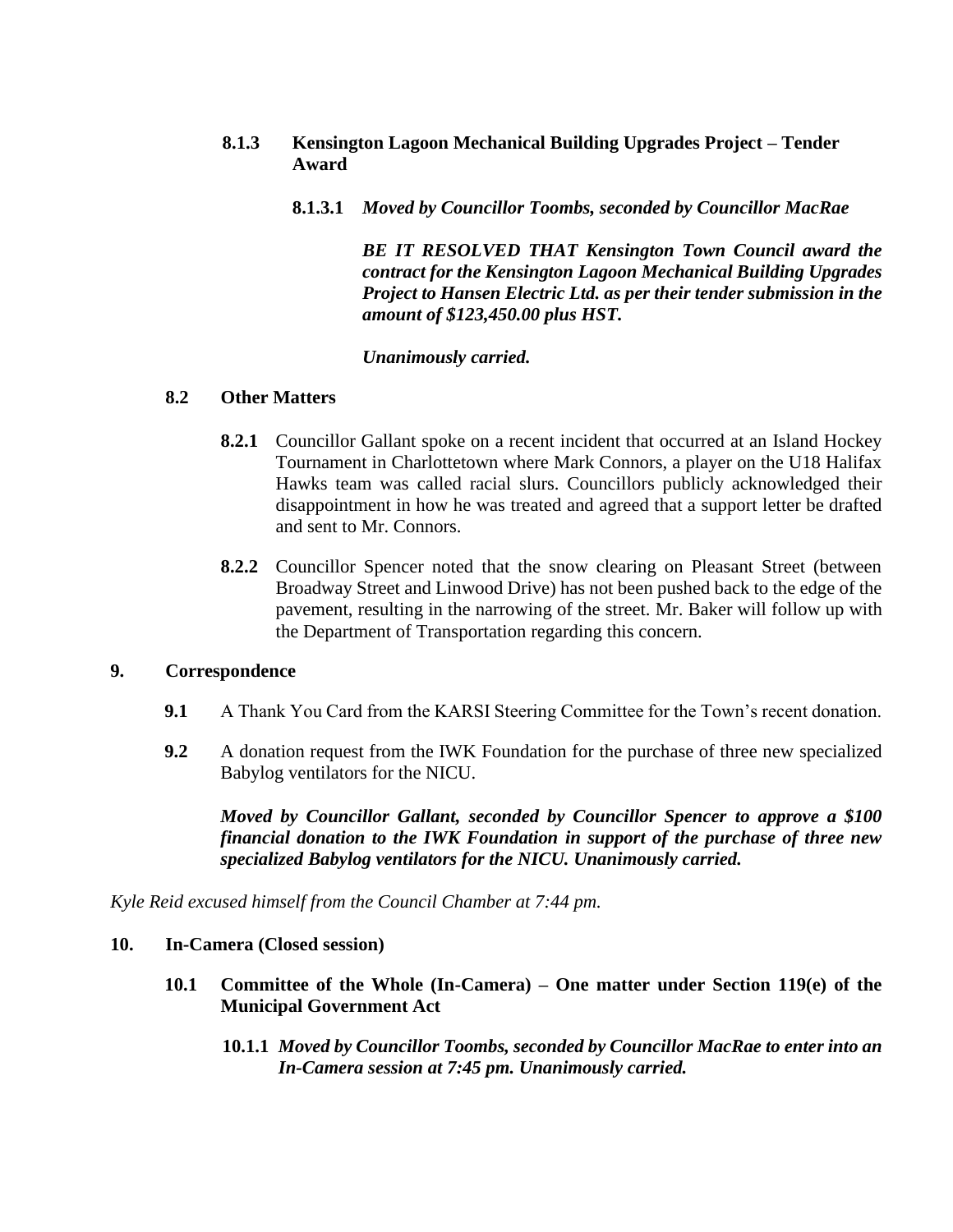**8.1.3 Kensington Lagoon Mechanical Building Upgrades Project – Tender Award**

**8.1.3.1** ***Moved by Councillor Toombs, seconded by Councillor MacRae***

***BE IT RESOLVED THAT Kensington Town Council award the contract for the Kensington Lagoon Mechanical Building Upgrades Project to Hansen Electric Ltd. as per their tender submission in the amount of $123,450.00 plus HST.***

***Unanimously carried.***

**8.2 Other Matters**

**8.2.1** Councillor Gallant spoke on a recent incident that occurred at an Island Hockey Tournament in Charlottetown where Mark Connors, a player on the U18 Halifax Hawks team was called racial slurs. Councillors publicly acknowledged their disappointment in how he was treated and agreed that a support letter be drafted and sent to Mr. Connors.

**8.2.2** Councillor Spencer noted that the snow clearing on Pleasant Street (between Broadway Street and Linwood Drive) has not been pushed back to the edge of the pavement, resulting in the narrowing of the street. Mr. Baker will follow up with the Department of Transportation regarding this concern.

**9. Correspondence**

**9.1** A Thank You Card from the KARSI Steering Committee for the Town's recent donation.

**9.2** A donation request from the IWK Foundation for the purchase of three new specialized Babylog ventilators for the NICU.

***Moved by Councillor Gallant, seconded by Councillor Spencer to approve a $100 financial donation to the IWK Foundation in support of the purchase of three new specialized Babylog ventilators for the NICU. Unanimously carried.***

*Kyle Reid excused himself from the Council Chamber at 7:44 pm.*

**10. In-Camera (Closed session)**

**10.1 Committee of the Whole (In-Camera) – One matter under Section 119(e) of the Municipal Government Act**

**10.1.1** ***Moved by Councillor Toombs, seconded by Councillor MacRae to enter into an In-Camera session at 7:45 pm. Unanimously carried.***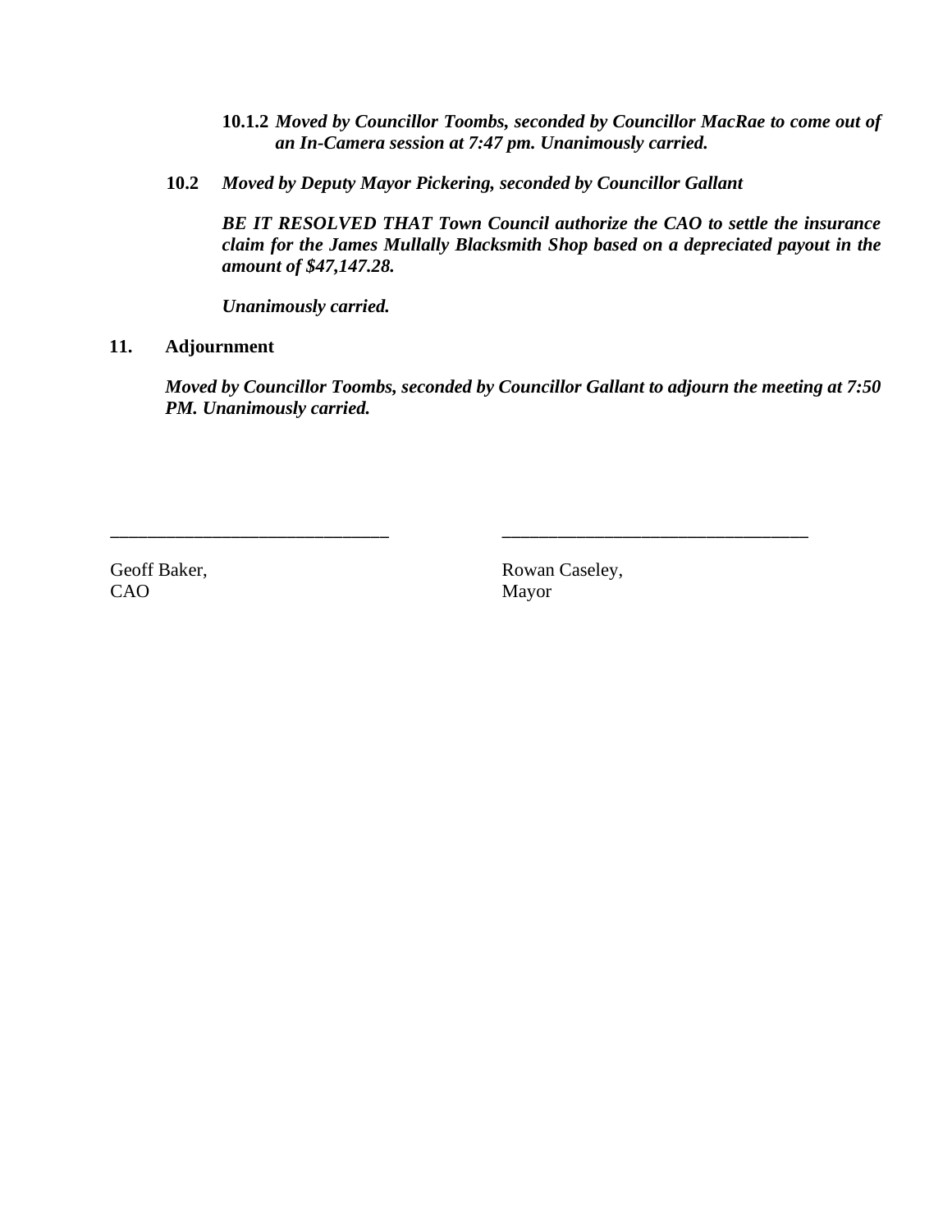**10.1.2** ***Moved by Councillor Toombs, seconded by Councillor MacRae to come out of an In-Camera session at 7:47 pm. Unanimously carried.***

**10.2** ***Moved by Deputy Mayor Pickering, seconded by Councillor Gallant***

***BE IT RESOLVED THAT Town Council authorize the CAO to settle the insurance claim for the James Mullally Blacksmith Shop based on a depreciated payout in the amount of $47,147.28.***

***Unanimously carried.***

## 11. Adjournment

***Moved by Councillor Toombs, seconded by Councillor Gallant to adjourn the meeting at 7:50 PM. Unanimously carried.***

_______________________________ _________________________________

Geoff Baker,
CAO

Rowan Caseley,
Mayor